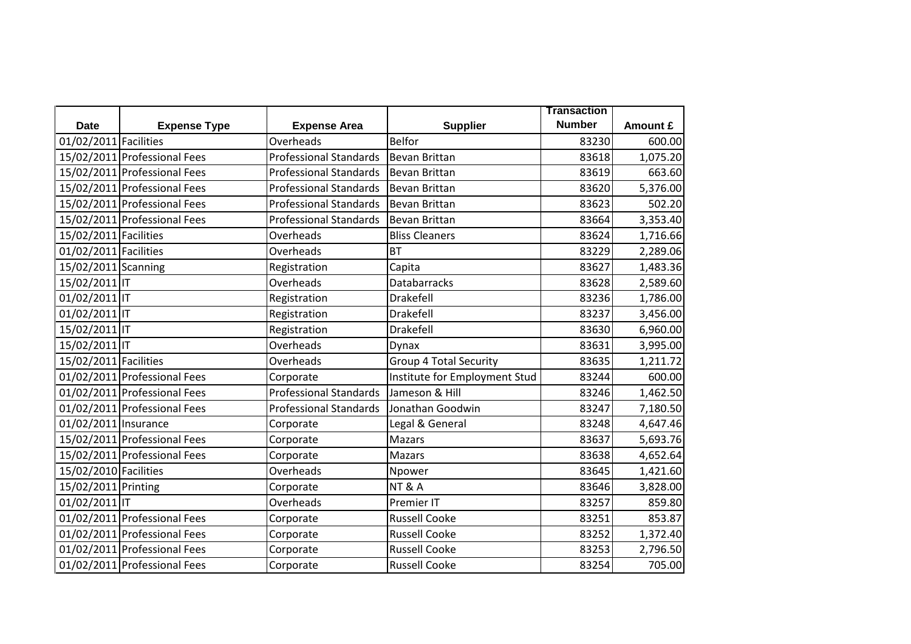| Date | Expense Type | Expense Area | Supplier | Transaction Number | Amount £ |
|---|---|---|---|---|---|
| 01/02/2011 | Facilities | Overheads | Belfor | 83230 | 600.00 |
| 15/02/2011 | Professional Fees | Professional Standards | Bevan Brittan | 83618 | 1,075.20 |
| 15/02/2011 | Professional Fees | Professional Standards | Bevan Brittan | 83619 | 663.60 |
| 15/02/2011 | Professional Fees | Professional Standards | Bevan Brittan | 83620 | 5,376.00 |
| 15/02/2011 | Professional Fees | Professional Standards | Bevan Brittan | 83623 | 502.20 |
| 15/02/2011 | Professional Fees | Professional Standards | Bevan Brittan | 83664 | 3,353.40 |
| 15/02/2011 | Facilities | Overheads | Bliss Cleaners | 83624 | 1,716.66 |
| 01/02/2011 | Facilities | Overheads | BT | 83229 | 2,289.06 |
| 15/02/2011 | Scanning | Registration | Capita | 83627 | 1,483.36 |
| 15/02/2011 | IT | Overheads | Databarracks | 83628 | 2,589.60 |
| 01/02/2011 | IT | Registration | Drakefell | 83236 | 1,786.00 |
| 01/02/2011 | IT | Registration | Drakefell | 83237 | 3,456.00 |
| 15/02/2011 | IT | Registration | Drakefell | 83630 | 6,960.00 |
| 15/02/2011 | IT | Overheads | Dynax | 83631 | 3,995.00 |
| 15/02/2011 | Facilities | Overheads | Group 4 Total Security | 83635 | 1,211.72 |
| 01/02/2011 | Professional Fees | Corporate | Institute for Employment Stud | 83244 | 600.00 |
| 01/02/2011 | Professional Fees | Professional Standards | Jameson & Hill | 83246 | 1,462.50 |
| 01/02/2011 | Professional Fees | Professional Standards | Jonathan Goodwin | 83247 | 7,180.50 |
| 01/02/2011 | Insurance | Corporate | Legal & General | 83248 | 4,647.46 |
| 15/02/2011 | Professional Fees | Corporate | Mazars | 83637 | 5,693.76 |
| 15/02/2011 | Professional Fees | Corporate | Mazars | 83638 | 4,652.64 |
| 15/02/2010 | Facilities | Overheads | Npower | 83645 | 1,421.60 |
| 15/02/2011 | Printing | Corporate | NT & A | 83646 | 3,828.00 |
| 01/02/2011 | IT | Overheads | Premier IT | 83257 | 859.80 |
| 01/02/2011 | Professional Fees | Corporate | Russell Cooke | 83251 | 853.87 |
| 01/02/2011 | Professional Fees | Corporate | Russell Cooke | 83252 | 1,372.40 |
| 01/02/2011 | Professional Fees | Corporate | Russell Cooke | 83253 | 2,796.50 |
| 01/02/2011 | Professional Fees | Corporate | Russell Cooke | 83254 | 705.00 |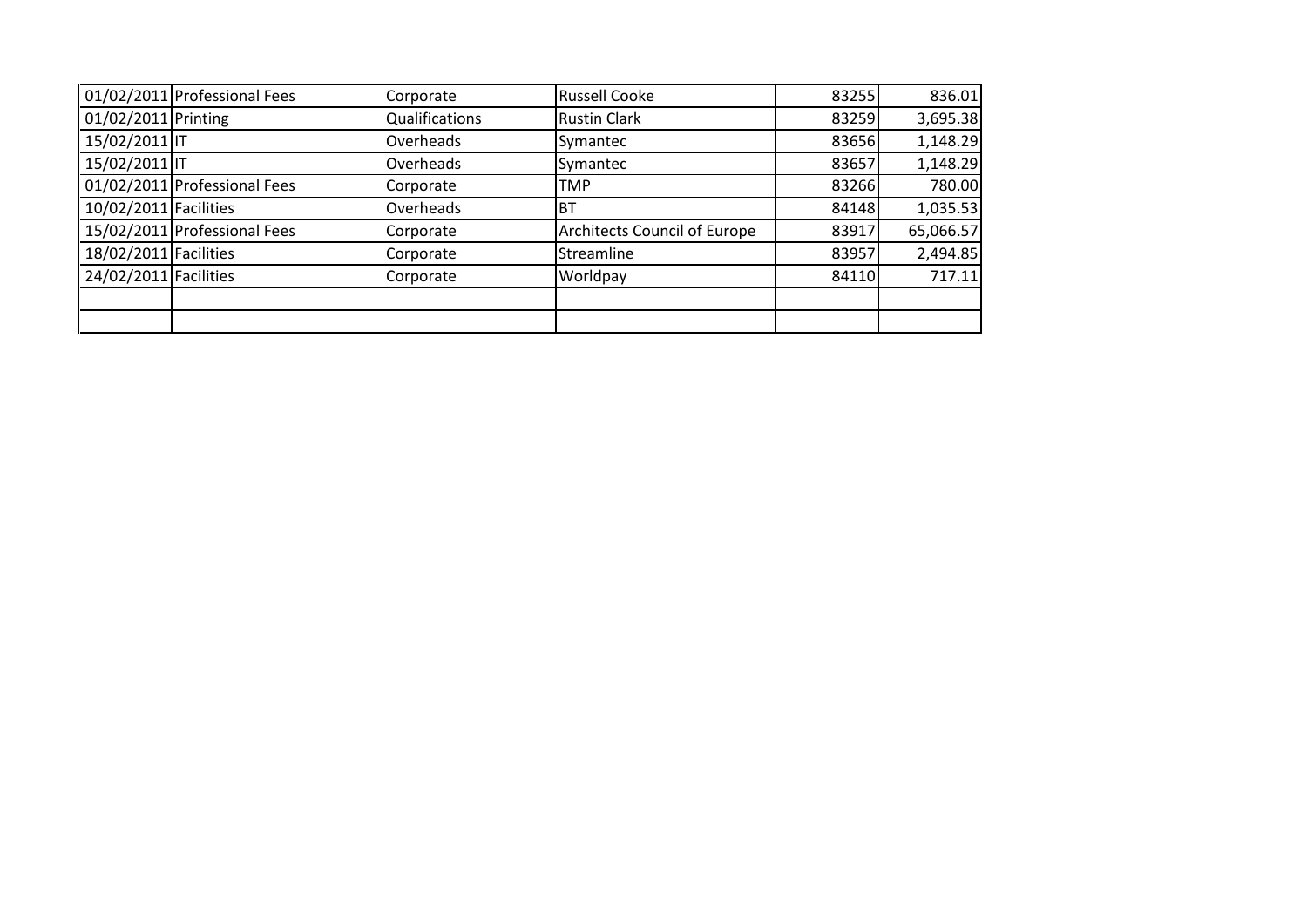| | | | | | |
|---|---|---|---|---|---|
| 01/02/2011 | Professional Fees | Corporate | Russell Cooke | 83255 | 836.01 |
| 01/02/2011 | Printing | Qualifications | Rustin Clark | 83259 | 3,695.38 |
| 15/02/2011 | IT | Overheads | Symantec | 83656 | 1,148.29 |
| 15/02/2011 | IT | Overheads | Symantec | 83657 | 1,148.29 |
| 01/02/2011 | Professional Fees | Corporate | TMP | 83266 | 780.00 |
| 10/02/2011 | Facilities | Overheads | BT | 84148 | 1,035.53 |
| 15/02/2011 | Professional Fees | Corporate | Architects Council of Europe | 83917 | 65,066.57 |
| 18/02/2011 | Facilities | Corporate | Streamline | 83957 | 2,494.85 |
| 24/02/2011 | Facilities | Corporate | Worldpay | 84110 | 717.11 |
| | | | | | |
| | | | | | |